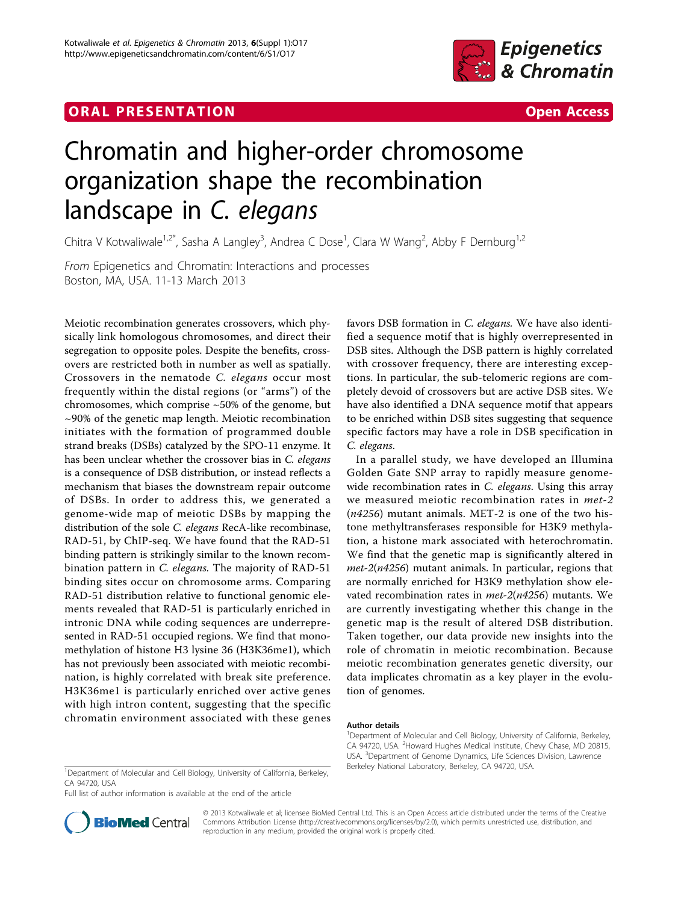ORAL PRESENTATION **Open Access**

# Chromatin and higher-order chromosome organization shape the recombination landscape in *C. elegans*

Chitra V Kotwaliwale[1,2*], Sasha A Langley[3], Andrea C Dose[1], Clara W Wang[2], Abby F Dernburg[1,2]

*From* Epigenetics and Chromatin: Interactions and processes
Boston, MA, USA. 11-13 March 2013

Meiotic recombination generates crossovers, which physically link homologous chromosomes, and direct their segregation to opposite poles. Despite the benefits, crossovers are restricted both in number as well as spatially. Crossovers in the nematode *C. elegans* occur most frequently within the distal regions (or "arms") of the chromosomes, which comprise ~50% of the genome, but ~90% of the genetic map length. Meiotic recombination initiates with the formation of programmed double strand breaks (DSBs) catalyzed by the SPO-11 enzyme. It has been unclear whether the crossover bias in *C. elegans* is a consequence of DSB distribution, or instead reflects a mechanism that biases the downstream repair outcome of DSBs. In order to address this, we generated a genome-wide map of meiotic DSBs by mapping the distribution of the sole *C. elegans* RecA-like recombinase, RAD-51, by ChIP-seq. We have found that the RAD-51 binding pattern is strikingly similar to the known recombination pattern in *C. elegans*. The majority of RAD-51 binding sites occur on chromosome arms. Comparing RAD-51 distribution relative to functional genomic elements revealed that RAD-51 is particularly enriched in intronic DNA while coding sequences are underrepresented in RAD-51 occupied regions. We find that monomethylation of histone H3 lysine 36 (H3K36me1), which has not previously been associated with meiotic recombination, is highly correlated with break site preference. H3K36me1 is particularly enriched over active genes with high intron content, suggesting that the specific chromatin environment associated with these genes favors DSB formation in *C. elegans*. We have also identified a sequence motif that is highly overrepresented in DSB sites. Although the DSB pattern is highly correlated with crossover frequency, there are interesting exceptions. In particular, the sub-telomeric regions are completely devoid of crossovers but are active DSB sites. We have also identified a DNA sequence motif that appears to be enriched within DSB sites suggesting that sequence specific factors may have a role in DSB specification in *C. elegans*.

In a parallel study, we have developed an Illumina Golden Gate SNP array to rapidly measure genome-wide recombination rates in *C. elegans*. Using this array we measured meiotic recombination rates in *met-2* (*n4256*) mutant animals. MET-2 is one of the two histone methyltransferases responsible for H3K9 methylation, a histone mark associated with heterochromatin. We find that the genetic map is significantly altered in *met-2*(*n4256*) mutant animals. In particular, regions that are normally enriched for H3K9 methylation show elevated recombination rates in *met-2*(*n4256*) mutants. We are currently investigating whether this change in the genetic map is the result of altered DSB distribution. Taken together, our data provide new insights into the role of chromatin in meiotic recombination. Because meiotic recombination generates genetic diversity, our data implicates chromatin as a key player in the evolution of genomes.

#### Author details

[1]Department of Molecular and Cell Biology, University of California, Berkeley, CA 94720, USA. [2]Howard Hughes Medical Institute, Chevy Chase, MD 20815, USA. [3]Department of Genome Dynamics, Life Sciences Division, Lawrence Berkeley National Laboratory, Berkeley, CA 94720, USA.

[1]Department of Molecular and Cell Biology, University of California, Berkeley, CA 94720, USA

Full list of author information is available at the end of the article

© 2013 Kotwaliwale et al; licensee BioMed Central Ltd. This is an Open Access article distributed under the terms of the Creative Commons Attribution License (http://creativecommons.org/licenses/by/2.0), which permits unrestricted use, distribution, and reproduction in any medium, provided the original work is properly cited.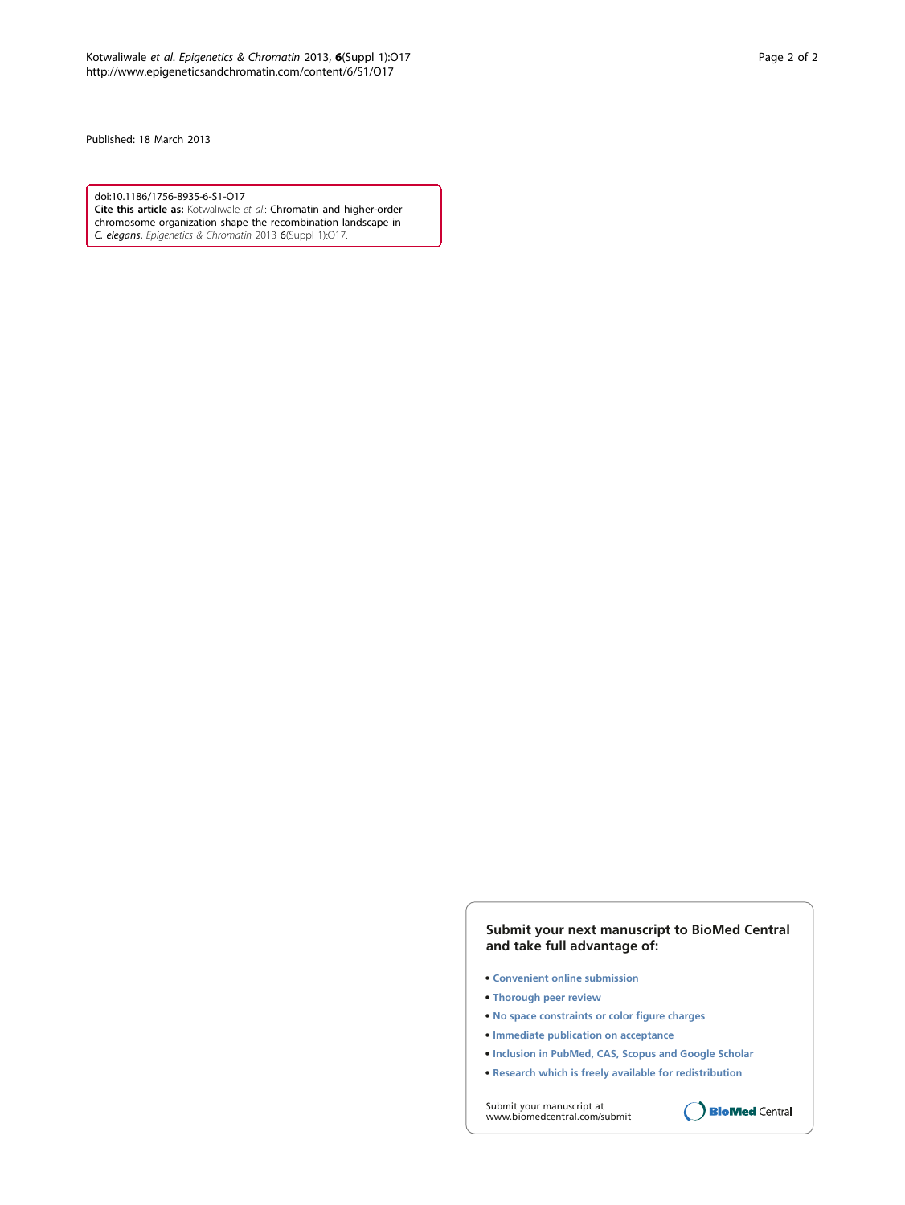Published: 18 March 2013

doi:10.1186/1756-8935-6-S1-O17
**Cite this article as:** Kotwaliwale *et al.*: Chromatin and higher-order chromosome organization shape the recombination landscape in ***C. elegans***. *Epigenetics & Chromatin* 2013 **6**(Suppl 1):O17.

**Submit your next manuscript to BioMed Central and take full advantage of:**

- **Convenient online submission**
- **Thorough peer review**
- **No space constraints or color figure charges**
- **Immediate publication on acceptance**
- **Inclusion in PubMed, CAS, Scopus and Google Scholar**
- **Research which is freely available for redistribution**

Submit your manuscript at
www.biomedcentral.com/submit

BioMed Central